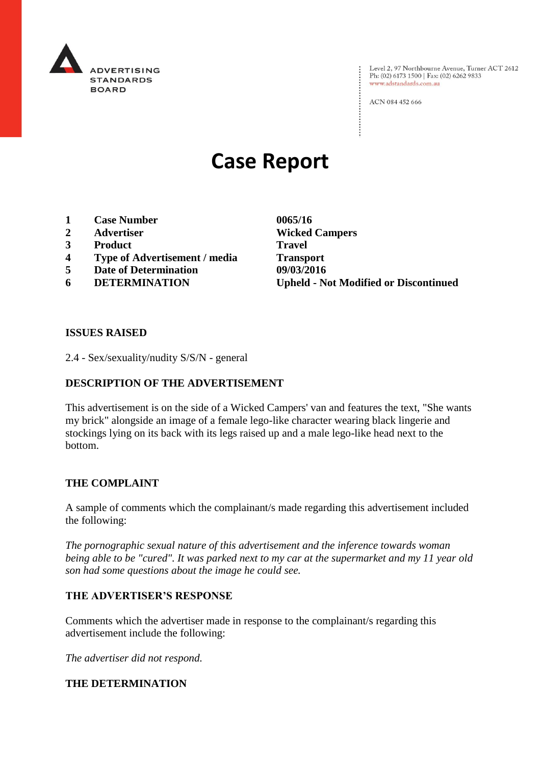ADVERTISING STANDARDS BOARD

Level 2, 97 Northbourne Avenue, Turner ACT 2612
Ph: (02) 6173 1500 | Fax: (02) 6262 9833
www.adstandards.com.au

ACN 084 452 666

# Case Report

| | | |
|---|---|---|
| **1** | **Case Number** | **0065/16** |
| **2** | **Advertiser** | **Wicked Campers** |
| **3** | **Product** | **Travel** |
| **4** | **Type of Advertisement / media** | **Transport** |
| **5** | **Date of Determination** | **09/03/2016** |
| **6** | **DETERMINATION** | **Upheld - Not Modified or Discontinued** |

## ISSUES RAISED

2.4 - Sex/sexuality/nudity S/S/N - general

## DESCRIPTION OF THE ADVERTISEMENT

This advertisement is on the side of a Wicked Campers' van and features the text, "She wants my brick" alongside an image of a female lego-like character wearing black lingerie and stockings lying on its back with its legs raised up and a male lego-like head next to the bottom.

## THE COMPLAINT

A sample of comments which the complainant/s made regarding this advertisement included the following:

*The pornographic sexual nature of this advertisement and the inference towards woman being able to be "cured". It was parked next to my car at the supermarket and my 11 year old son had some questions about the image he could see.*

## THE ADVERTISER'S RESPONSE

Comments which the advertiser made in response to the complainant/s regarding this advertisement include the following:

*The advertiser did not respond.*

## THE DETERMINATION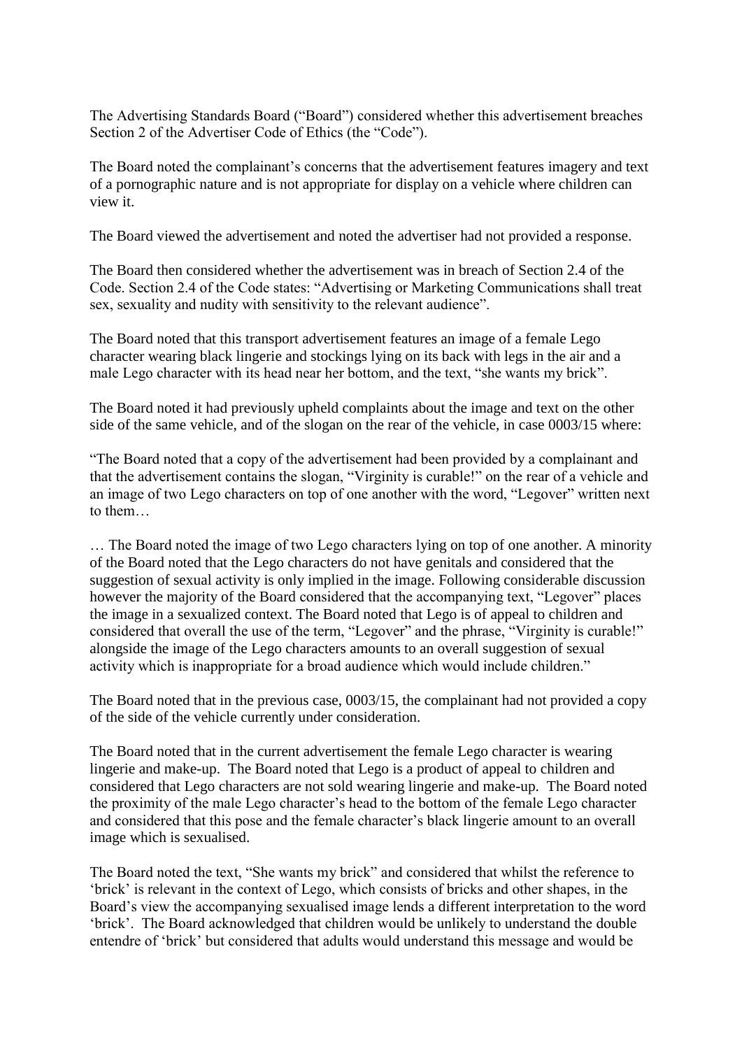The Advertising Standards Board ("Board") considered whether this advertisement breaches Section 2 of the Advertiser Code of Ethics (the "Code").

The Board noted the complainant's concerns that the advertisement features imagery and text of a pornographic nature and is not appropriate for display on a vehicle where children can view it.

The Board viewed the advertisement and noted the advertiser had not provided a response.

The Board then considered whether the advertisement was in breach of Section 2.4 of the Code. Section 2.4 of the Code states: "Advertising or Marketing Communications shall treat sex, sexuality and nudity with sensitivity to the relevant audience".

The Board noted that this transport advertisement features an image of a female Lego character wearing black lingerie and stockings lying on its back with legs in the air and a male Lego character with its head near her bottom, and the text, "she wants my brick".

The Board noted it had previously upheld complaints about the image and text on the other side of the same vehicle, and of the slogan on the rear of the vehicle, in case 0003/15 where:

"The Board noted that a copy of the advertisement had been provided by a complainant and that the advertisement contains the slogan, "Virginity is curable!" on the rear of a vehicle and an image of two Lego characters on top of one another with the word, "Legover" written next to them…

… The Board noted the image of two Lego characters lying on top of one another. A minority of the Board noted that the Lego characters do not have genitals and considered that the suggestion of sexual activity is only implied in the image. Following considerable discussion however the majority of the Board considered that the accompanying text, "Legover" places the image in a sexualized context. The Board noted that Lego is of appeal to children and considered that overall the use of the term, "Legover" and the phrase, "Virginity is curable!" alongside the image of the Lego characters amounts to an overall suggestion of sexual activity which is inappropriate for a broad audience which would include children."

The Board noted that in the previous case, 0003/15, the complainant had not provided a copy of the side of the vehicle currently under consideration.

The Board noted that in the current advertisement the female Lego character is wearing lingerie and make-up. The Board noted that Lego is a product of appeal to children and considered that Lego characters are not sold wearing lingerie and make-up. The Board noted the proximity of the male Lego character's head to the bottom of the female Lego character and considered that this pose and the female character's black lingerie amount to an overall image which is sexualised.

The Board noted the text, "She wants my brick" and considered that whilst the reference to 'brick' is relevant in the context of Lego, which consists of bricks and other shapes, in the Board's view the accompanying sexualised image lends a different interpretation to the word 'brick'. The Board acknowledged that children would be unlikely to understand the double entendre of 'brick' but considered that adults would understand this message and would be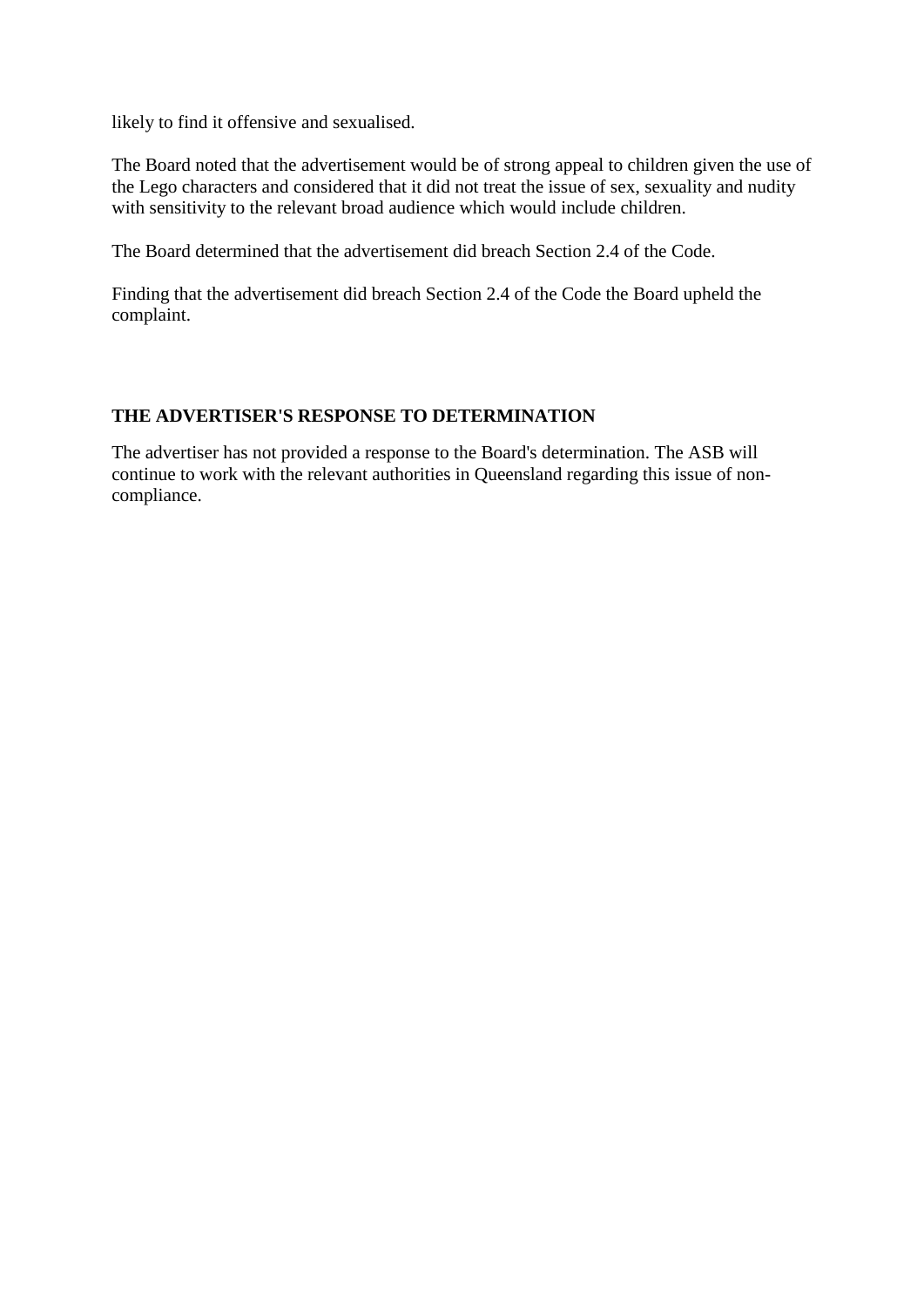likely to find it offensive and sexualised.

The Board noted that the advertisement would be of strong appeal to children given the use of the Lego characters and considered that it did not treat the issue of sex, sexuality and nudity with sensitivity to the relevant broad audience which would include children.

The Board determined that the advertisement did breach Section 2.4 of the Code.

Finding that the advertisement did breach Section 2.4 of the Code the Board upheld the complaint.

## THE ADVERTISER'S RESPONSE TO DETERMINATION

The advertiser has not provided a response to the Board's determination. The ASB will continue to work with the relevant authorities in Queensland regarding this issue of non-compliance.